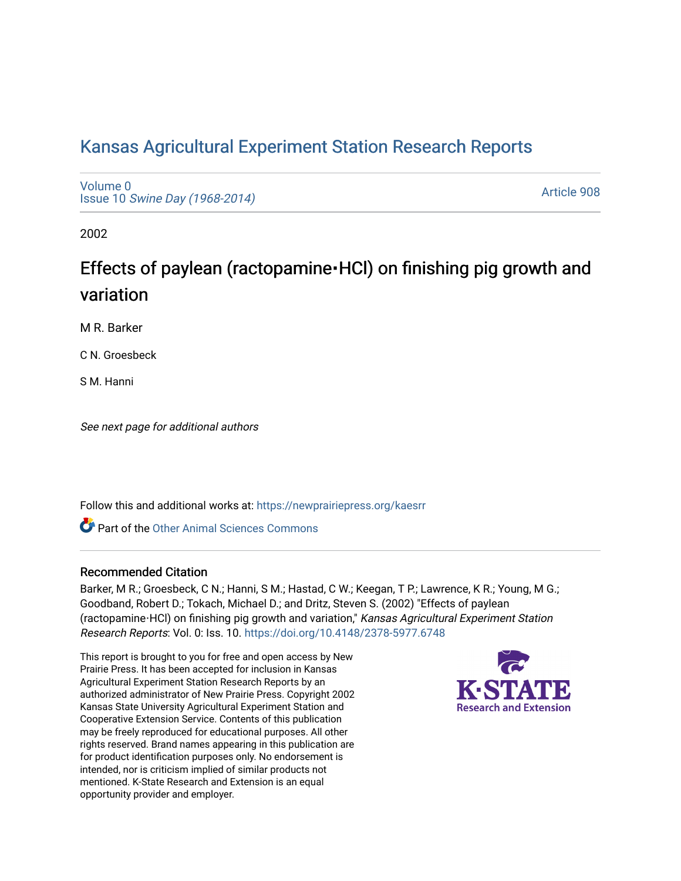# Kansas Agricultural Experiment Station Research Reports

Volume 0
Issue 10 *Swine Day (1968-2014)*

Article 908

2002

## Effects of paylean (ractopamine·HCl) on finishing pig growth and variation

M R. Barker

C N. Groesbeck

S M. Hanni

*See next page for additional authors*

Follow this and additional works at: https://newprairiepress.org/kaesrr

Part of the Other Animal Sciences Commons

### Recommended Citation

Barker, M R.; Groesbeck, C N.; Hanni, S M.; Hastad, C W.; Keegan, T P.; Lawrence, K R.; Young, M G.; Goodband, Robert D.; Tokach, Michael D.; and Dritz, Steven S. (2002) "Effects of paylean (ractopamine·HCl) on finishing pig growth and variation," *Kansas Agricultural Experiment Station Research Reports*: Vol. 0: Iss. 10. https://doi.org/10.4148/2378-5977.6748

This report is brought to you for free and open access by New Prairie Press. It has been accepted for inclusion in Kansas Agricultural Experiment Station Research Reports by an authorized administrator of New Prairie Press. Copyright 2002 Kansas State University Agricultural Experiment Station and Cooperative Extension Service. Contents of this publication may be freely reproduced for educational purposes. All other rights reserved. Brand names appearing in this publication are for product identification purposes only. No endorsement is intended, nor is criticism implied of similar products not mentioned. K-State Research and Extension is an equal opportunity provider and employer.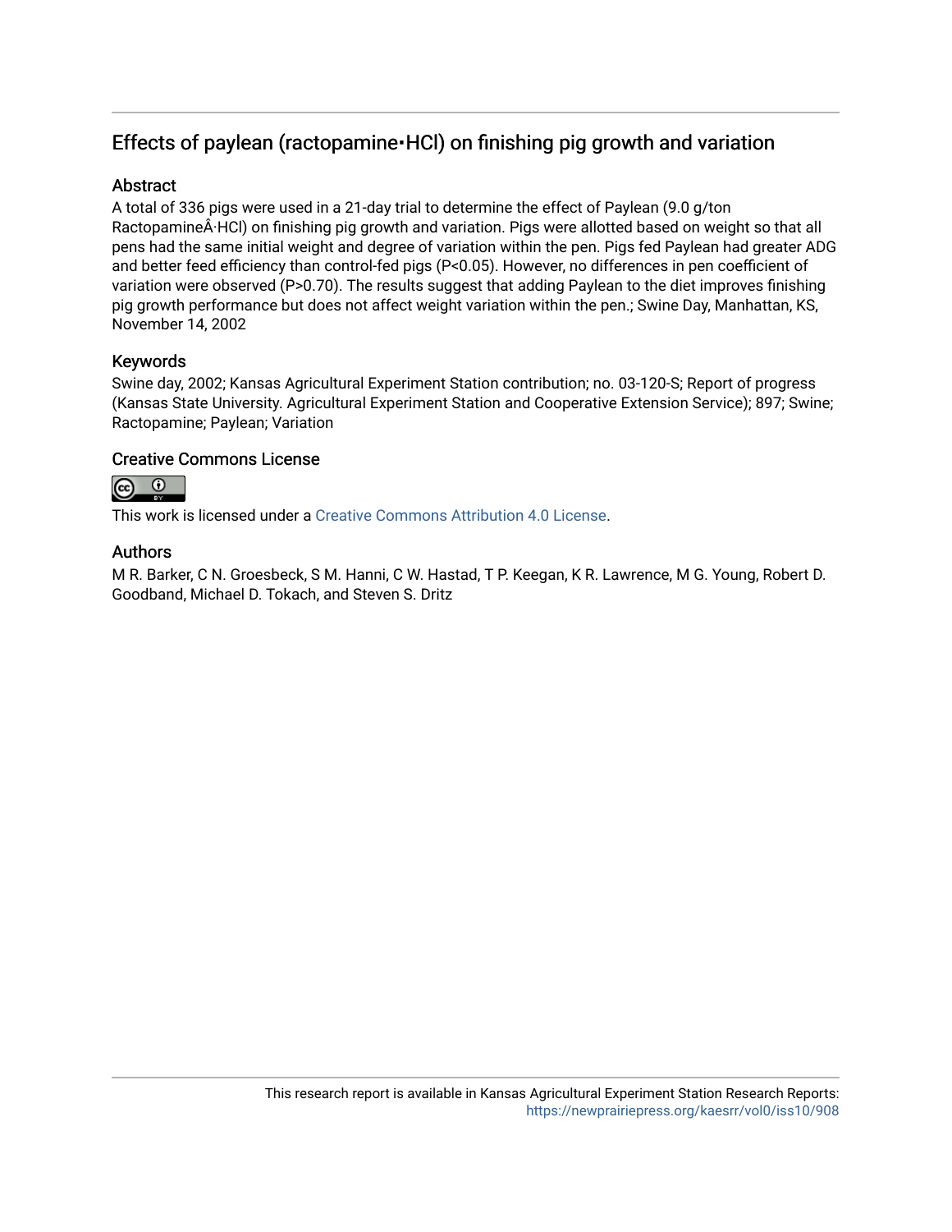# Effects of paylean (ractopamine•HCl) on finishing pig growth and variation

## Abstract

A total of 336 pigs were used in a 21-day trial to determine the effect of Paylean (9.0 g/ton RactopamineÂ·HCl) on finishing pig growth and variation. Pigs were allotted based on weight so that all pens had the same initial weight and degree of variation within the pen. Pigs fed Paylean had greater ADG and better feed efficiency than control-fed pigs ($P<0.05$). However, no differences in pen coefficient of variation were observed ($P>0.70$). The results suggest that adding Paylean to the diet improves finishing pig growth performance but does not affect weight variation within the pen.; Swine Day, Manhattan, KS, November 14, 2002

## Keywords

Swine day, 2002; Kansas Agricultural Experiment Station contribution; no. 03-120-S; Report of progress (Kansas State University. Agricultural Experiment Station and Cooperative Extension Service); 897; Swine; Ractopamine; Paylean; Variation

## Creative Commons License

This work is licensed under a Creative Commons Attribution 4.0 License.

## Authors

M R. Barker, C N. Groesbeck, S M. Hanni, C W. Hastad, T P. Keegan, K R. Lawrence, M G. Young, Robert D. Goodband, Michael D. Tokach, and Steven S. Dritz

This research report is available in Kansas Agricultural Experiment Station Research Reports: https://newprairiepress.org/kaesrr/vol0/iss10/908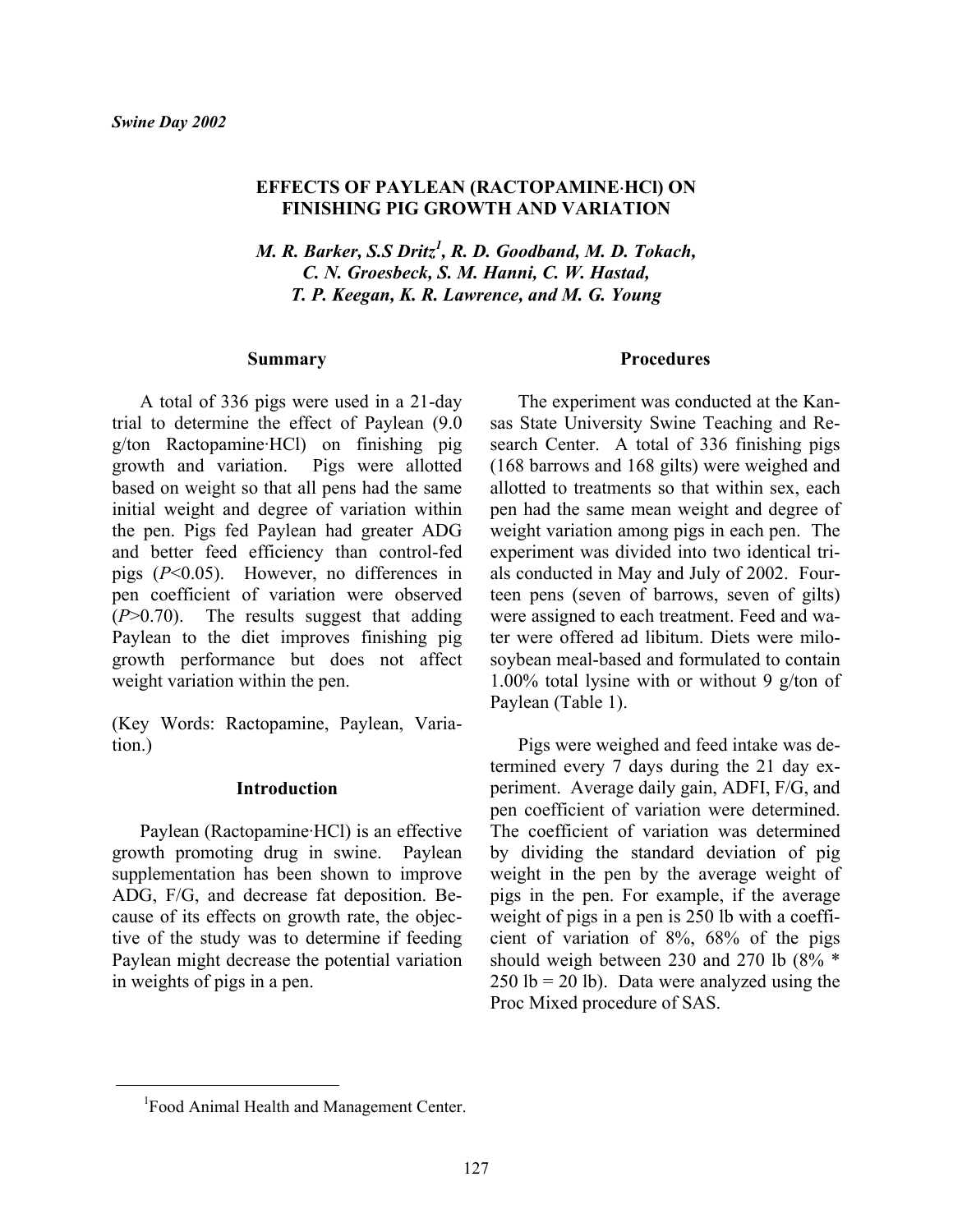# EFFECTS OF PAYLEAN (RACTOPAMINE·HCl) ON FINISHING PIG GROWTH AND VARIATION

*M. R. Barker, S.S Dritz[1], R. D. Goodband, M. D. Tokach, C. N. Groesbeck, S. M. Hanni, C. W. Hastad, T. P. Keegan, K. R. Lawrence, and M. G. Young*

## Summary

A total of 336 pigs were used in a 21-day trial to determine the effect of Paylean (9.0 g/ton Ractopamine·HCl) on finishing pig growth and variation. Pigs were allotted based on weight so that all pens had the same initial weight and degree of variation within the pen. Pigs fed Paylean had greater ADG and better feed efficiency than control-fed pigs ($P<0.05$). However, no differences in pen coefficient of variation were observed ($P>0.70$). The results suggest that adding Paylean to the diet improves finishing pig growth performance but does not affect weight variation within the pen.

(Key Words: Ractopamine, Paylean, Variation.)

## Introduction

Paylean (Ractopamine·HCl) is an effective growth promoting drug in swine. Paylean supplementation has been shown to improve ADG, F/G, and decrease fat deposition. Because of its effects on growth rate, the objective of the study was to determine if feeding Paylean might decrease the potential variation in weights of pigs in a pen.

## Procedures

The experiment was conducted at the Kansas State University Swine Teaching and Research Center. A total of 336 finishing pigs (168 barrows and 168 gilts) were weighed and allotted to treatments so that within sex, each pen had the same mean weight and degree of weight variation among pigs in each pen. The experiment was divided into two identical trials conducted in May and July of 2002. Fourteen pens (seven of barrows, seven of gilts) were assigned to each treatment. Feed and water were offered ad libitum. Diets were milo-soybean meal-based and formulated to contain 1.00% total lysine with or without 9 g/ton of Paylean (Table 1).

Pigs were weighed and feed intake was determined every 7 days during the 21 day experiment. Average daily gain, ADFI, F/G, and pen coefficient of variation were determined. The coefficient of variation was determined by dividing the standard deviation of pig weight in the pen by the average weight of pigs in the pen. For example, if the average weight of pigs in a pen is 250 lb with a coefficient of variation of 8%, 68% of the pigs should weigh between 230 and 270 lb (8% * 250 lb = 20 lb). Data were analyzed using the Proc Mixed procedure of SAS.

[1]Food Animal Health and Management Center.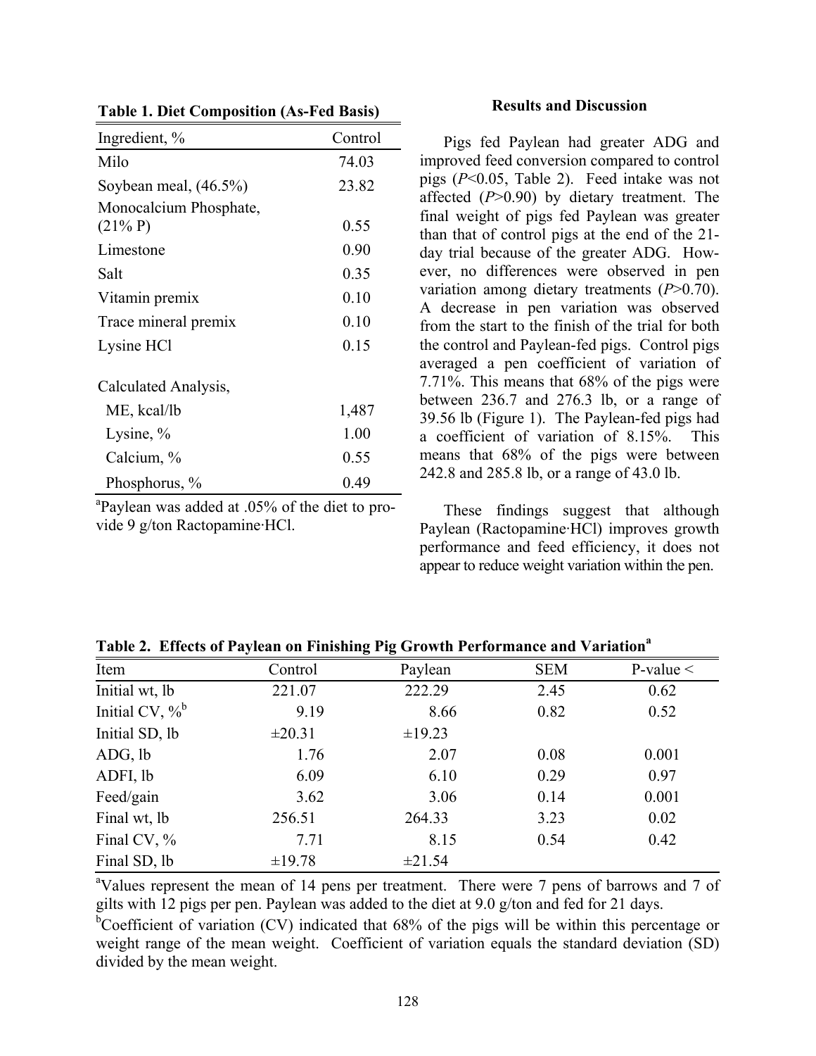**Table 1. Diet Composition (As-Fed Basis)**

| Ingredient, % | Control |
|---|---|
| Milo | 74.03 |
| Soybean meal, (46.5%) | 23.82 |
| Monocalcium Phosphate, (21% P) | 0.55 |
| Limestone | 0.90 |
| Salt | 0.35 |
| Vitamin premix | 0.10 |
| Trace mineral premix | 0.10 |
| Lysine HCl | 0.15 |
| Calculated Analysis, | |
| ME, kcal/lb | 1,487 |
| Lysine, % | 1.00 |
| Calcium, % | 0.55 |
| Phosphorus, % | 0.49 |

[a]Paylean was added at .05% of the diet to provide 9 g/ton Ractopamine·HCl.

## Results and Discussion

Pigs fed Paylean had greater ADG and improved feed conversion compared to control pigs (*P*<0.05, Table 2). Feed intake was not affected (*P*>0.90) by dietary treatment. The final weight of pigs fed Paylean was greater than that of control pigs at the end of the 21-day trial because of the greater ADG. However, no differences were observed in pen variation among dietary treatments (*P*>0.70). A decrease in pen variation was observed from the start to the finish of the trial for both the control and Paylean-fed pigs. Control pigs averaged a pen coefficient of variation of 7.71%. This means that 68% of the pigs were between 236.7 and 276.3 lb, or a range of 39.56 lb (Figure 1). The Paylean-fed pigs had a coefficient of variation of 8.15%. This means that 68% of the pigs were between 242.8 and 285.8 lb, or a range of 43.0 lb.

These findings suggest that although Paylean (Ractopamine·HCl) improves growth performance and feed efficiency, it does not appear to reduce weight variation within the pen.

**Table 2. Effects of Paylean on Finishing Pig Growth Performance and Variation[a]**

| Item | Control | Paylean | SEM | P-value < |
|---|---|---|---|---|
| Initial wt, lb | 221.07 | 222.29 | 2.45 | 0.62 |
| Initial CV, %[b] | 9.19 | 8.66 | 0.82 | 0.52 |
| Initial SD, lb | ±20.31 | ±19.23 | | |
| ADG, lb | 1.76 | 2.07 | 0.08 | 0.001 |
| ADFI, lb | 6.09 | 6.10 | 0.29 | 0.97 |
| Feed/gain | 3.62 | 3.06 | 0.14 | 0.001 |
| Final wt, lb | 256.51 | 264.33 | 3.23 | 0.02 |
| Final CV, % | 7.71 | 8.15 | 0.54 | 0.42 |
| Final SD, lb | ±19.78 | ±21.54 | | |

[a]Values represent the mean of 14 pens per treatment. There were 7 pens of barrows and 7 of gilts with 12 pigs per pen. Paylean was added to the diet at 9.0 g/ton and fed for 21 days.

[b]Coefficient of variation (CV) indicated that 68% of the pigs will be within this percentage or weight range of the mean weight. Coefficient of variation equals the standard deviation (SD) divided by the mean weight.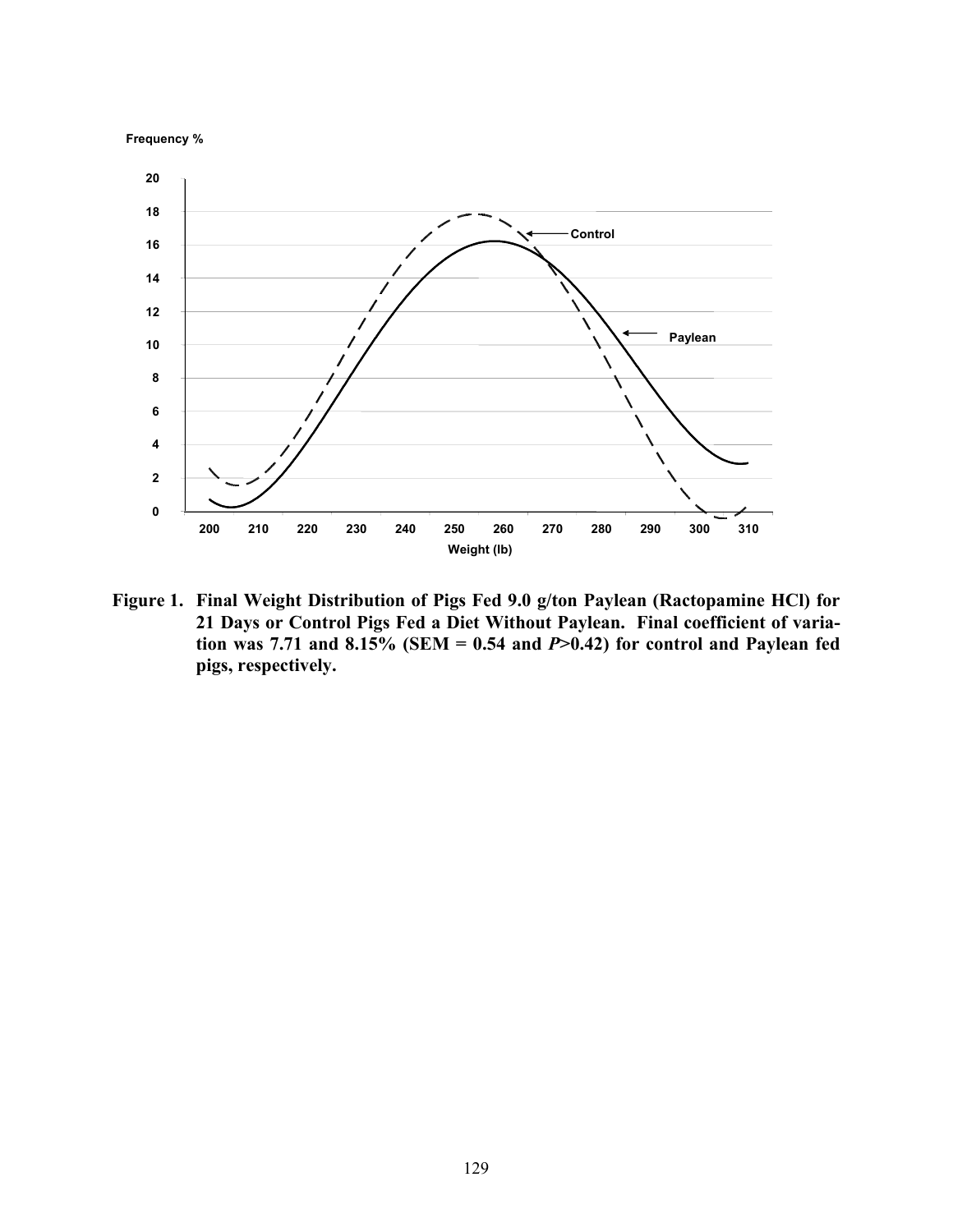Frequency %

20
18
16
14
12
10
8
6
4
2
0

Control

Paylean

200 210 220 230 240 250 260 270 280 290 300 310

Weight (lb)

**Figure 1. Final Weight Distribution of Pigs Fed 9.0 g/ton Paylean (Ractopamine HCl) for 21 Days or Control Pigs Fed a Diet Without Paylean. Final coefficient of variation was 7.71 and 8.15% (SEM = 0.54 and $P$>0.42) for control and Paylean fed pigs, respectively.**